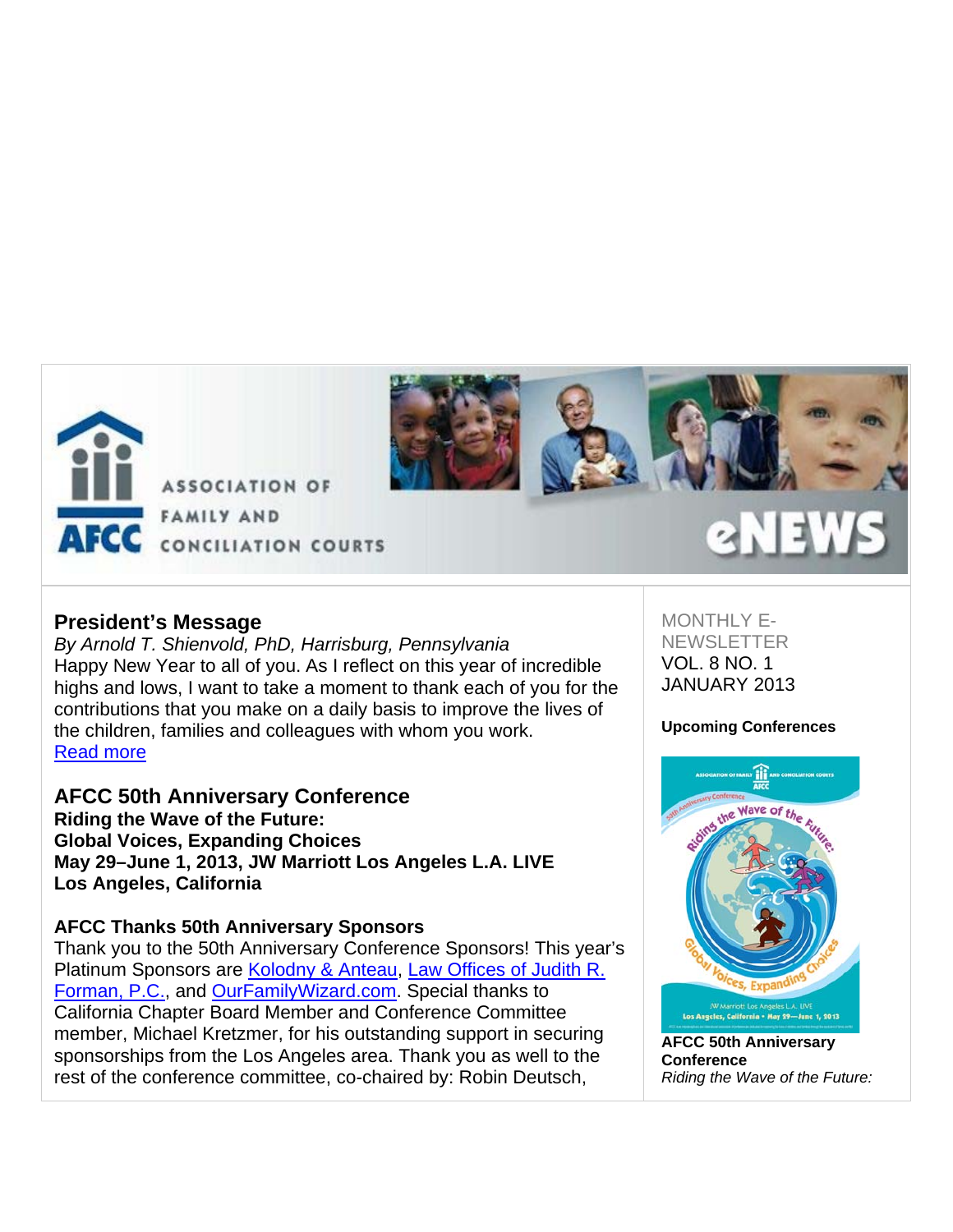ASSOCIATION OF FAMILY AND CONCILIATION COURTS

AFCC

eNEWS

MONTHLY E-NEWSLETTER
VOL. 8 NO. 1
JANUARY 2013

## President's Message

*By Arnold T. Shienvold, PhD, Harrisburg, Pennsylvania*
Happy New Year to all of you. As I reflect on this year of incredible highs and lows, I want to take a moment to thank each of you for the contributions that you make on a daily basis to improve the lives of the children, families and colleagues with whom you work.
Read more

## AFCC 50th Anniversary Conference

**Riding the Wave of the Future:**
**Global Voices, Expanding Choices**
**May 29–June 1, 2013, JW Marriott Los Angeles L.A. LIVE**
**Los Angeles, California**

### AFCC Thanks 50th Anniversary Sponsors

Thank you to the 50th Anniversary Conference Sponsors! This year's Platinum Sponsors are Kolodny & Anteau, Law Offices of Judith R. Forman, P.C., and OurFamilyWizard.com. Special thanks to California Chapter Board Member and Conference Committee member, Michael Kretzmer, for his outstanding support in securing sponsorships from the Los Angeles area. Thank you as well to the rest of the conference committee, co-chaired by: Robin Deutsch,

**Upcoming Conferences**

**AFCC 50th Anniversary Conference**
*Riding the Wave of the Future:*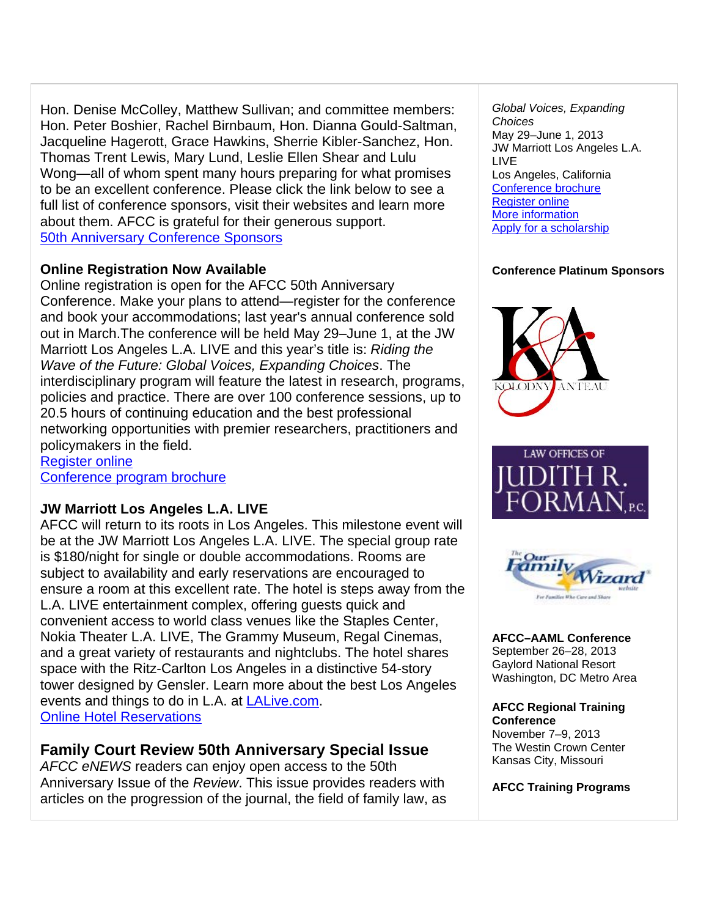Hon. Denise McColley, Matthew Sullivan; and committee members: Hon. Peter Boshier, Rachel Birnbaum, Hon. Dianna Gould-Saltman, Jacqueline Hagerott, Grace Hawkins, Sherrie Kibler-Sanchez, Hon. Thomas Trent Lewis, Mary Lund, Leslie Ellen Shear and Lulu Wong—all of whom spent many hours preparing for what promises to be an excellent conference. Please click the link below to see a full list of conference sponsors, visit their websites and learn more about them. AFCC is grateful for their generous support.
50th Anniversary Conference Sponsors

**Online Registration Now Available**

Online registration is open for the AFCC 50th Anniversary Conference. Make your plans to attend—register for the conference and book your accommodations; last year's annual conference sold out in March.The conference will be held May 29–June 1, at the JW Marriott Los Angeles L.A. LIVE and this year's title is: *Riding the Wave of the Future: Global Voices, Expanding Choices*. The interdisciplinary program will feature the latest in research, programs, policies and practice. There are over 100 conference sessions, up to 20.5 hours of continuing education and the best professional networking opportunities with premier researchers, practitioners and policymakers in the field.
Register online
Conference program brochure

**JW Marriott Los Angeles L.A. LIVE**

AFCC will return to its roots in Los Angeles. This milestone event will be at the JW Marriott Los Angeles L.A. LIVE. The special group rate is $180/night for single or double accommodations. Rooms are subject to availability and early reservations are encouraged to ensure a room at this excellent rate. The hotel is steps away from the L.A. LIVE entertainment complex, offering guests quick and convenient access to world class venues like the Staples Center, Nokia Theater L.A. LIVE, The Grammy Museum, Regal Cinemas, and a great variety of restaurants and nightclubs. The hotel shares space with the Ritz-Carlton Los Angeles in a distinctive 54-story tower designed by Gensler. Learn more about the best Los Angeles events and things to do in L.A. at LALive.com.
Online Hotel Reservations

## Family Court Review 50th Anniversary Special Issue

*AFCC eNEWS* readers can enjoy open access to the 50th Anniversary Issue of the *Review*. This issue provides readers with articles on the progression of the journal, the field of family law, as

*Global Voices, Expanding Choices*
May 29–June 1, 2013
JW Marriott Los Angeles L.A. LIVE
Los Angeles, California
Conference brochure
Register online
More information
Apply for a scholarship

**Conference Platinum Sponsors**

KOLODNY ANTEAU

LAW OFFICES OF JUDITH R. FORMAN, P.C.

The Our Family Wizard website — For Families Who Care and Share

**AFCC–AAML Conference**
September 26–28, 2013
Gaylord National Resort
Washington, DC Metro Area

**AFCC Regional Training Conference**
November 7–9, 2013
The Westin Crown Center
Kansas City, Missouri

**AFCC Training Programs**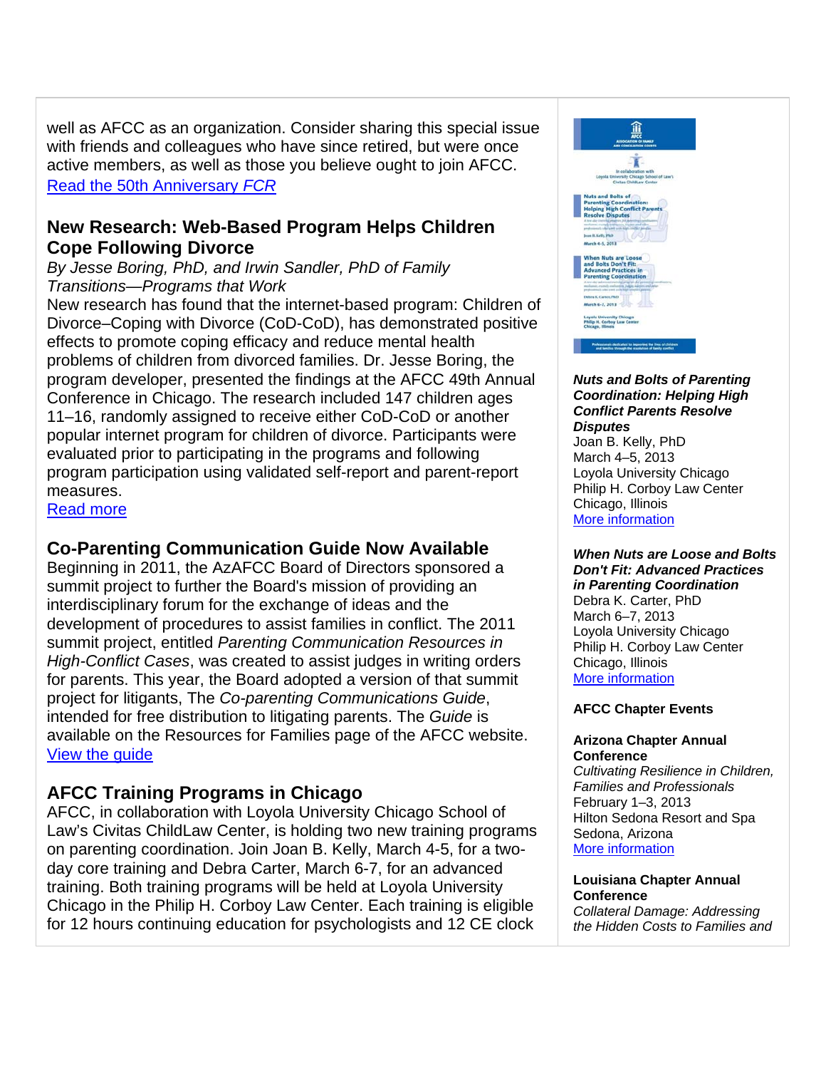well as AFCC as an organization. Consider sharing this special issue with friends and colleagues who have since retired, but were once active members, as well as those you believe ought to join AFCC.
Read the 50th Anniversary *FCR*

### New Research: Web-Based Program Helps Children Cope Following Divorce

*By Jesse Boring, PhD, and Irwin Sandler, PhD of Family Transitions—Programs that Work*

New research has found that the internet-based program: Children of Divorce–Coping with Divorce (CoD-CoD), has demonstrated positive effects to promote coping efficacy and reduce mental health problems of children from divorced families. Dr. Jesse Boring, the program developer, presented the findings at the AFCC 49th Annual Conference in Chicago. The research included 147 children ages 11–16, randomly assigned to receive either CoD-CoD or another popular internet program for children of divorce. Participants were evaluated prior to participating in the programs and following program participation using validated self-report and parent-report measures.
Read more

### Co-Parenting Communication Guide Now Available

Beginning in 2011, the AzAFCC Board of Directors sponsored a summit project to further the Board's mission of providing an interdisciplinary forum for the exchange of ideas and the development of procedures to assist families in conflict. The 2011 summit project, entitled *Parenting Communication Resources in High-Conflict Cases*, was created to assist judges in writing orders for parents. This year, the Board adopted a version of that summit project for litigants, The *Co-parenting Communications Guide*, intended for free distribution to litigating parents. The *Guide* is available on the Resources for Families page of the AFCC website.
View the guide

### AFCC Training Programs in Chicago

AFCC, in collaboration with Loyola University Chicago School of Law's Civitas ChildLaw Center, is holding two new training programs on parenting coordination. Join Joan B. Kelly, March 4-5, for a two-day core training and Debra Carter, March 6-7, for an advanced training. Both training programs will be held at Loyola University Chicago in the Philip H. Corboy Law Center. Each training is eligible for 12 hours continuing education for psychologists and 12 CE clock

***Nuts and Bolts of Parenting Coordination: Helping High Conflict Parents Resolve Disputes***
Joan B. Kelly, PhD
March 4–5, 2013
Loyola University Chicago
Philip H. Corboy Law Center
Chicago, Illinois
More information

***When Nuts are Loose and Bolts Don't Fit: Advanced Practices in Parenting Coordination***
Debra K. Carter, PhD
March 6–7, 2013
Loyola University Chicago
Philip H. Corboy Law Center
Chicago, Illinois
More information

**AFCC Chapter Events**

**Arizona Chapter Annual Conference**
*Cultivating Resilience in Children, Families and Professionals*
February 1–3, 2013
Hilton Sedona Resort and Spa
Sedona, Arizona
More information

**Louisiana Chapter Annual Conference**
*Collateral Damage: Addressing the Hidden Costs to Families and*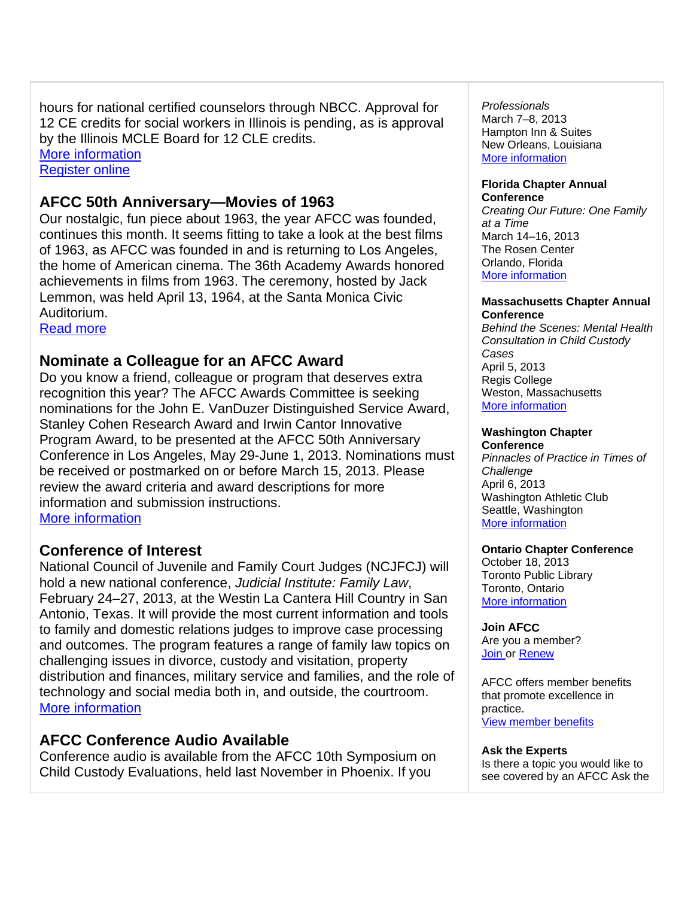hours for national certified counselors through NBCC. Approval for 12 CE credits for social workers in Illinois is pending, as is approval by the Illinois MCLE Board for 12 CLE credits.
[More information](#)
[Register online](#)

## AFCC 50th Anniversary—Movies of 1963

Our nostalgic, fun piece about 1963, the year AFCC was founded, continues this month. It seems fitting to take a look at the best films of 1963, as AFCC was founded in and is returning to Los Angeles, the home of American cinema. The 36th Academy Awards honored achievements in films from 1963. The ceremony, hosted by Jack Lemmon, was held April 13, 1964, at the Santa Monica Civic Auditorium.
[Read more](#)

## Nominate a Colleague for an AFCC Award

Do you know a friend, colleague or program that deserves extra recognition this year? The AFCC Awards Committee is seeking nominations for the John E. VanDuzer Distinguished Service Award, Stanley Cohen Research Award and Irwin Cantor Innovative Program Award, to be presented at the AFCC 50th Anniversary Conference in Los Angeles, May 29-June 1, 2013. Nominations must be received or postmarked on or before March 15, 2013. Please review the award criteria and award descriptions for more information and submission instructions.
[More information](#)

## Conference of Interest

National Council of Juvenile and Family Court Judges (NCJFCJ) will hold a new national conference, *Judicial Institute: Family Law*, February 24–27, 2013, at the Westin La Cantera Hill Country in San Antonio, Texas. It will provide the most current information and tools to family and domestic relations judges to improve case processing and outcomes. The program features a range of family law topics on challenging issues in divorce, custody and visitation, property distribution and finances, military service and families, and the role of technology and social media both in, and outside, the courtroom.
[More information](#)

## AFCC Conference Audio Available

Conference audio is available from the AFCC 10th Symposium on Child Custody Evaluations, held last November in Phoenix. If you

*Professionals*
March 7–8, 2013
Hampton Inn & Suites
New Orleans, Louisiana
[More information](#)

**Florida Chapter Annual Conference**
*Creating Our Future: One Family at a Time*
March 14–16, 2013
The Rosen Center
Orlando, Florida
[More information](#)

**Massachusetts Chapter Annual Conference**
*Behind the Scenes: Mental Health Consultation in Child Custody Cases*
April 5, 2013
Regis College
Weston, Massachusetts
[More information](#)

**Washington Chapter Conference**
*Pinnacles of Practice in Times of Challenge*
April 6, 2013
Washington Athletic Club
Seattle, Washington
[More information](#)

**Ontario Chapter Conference**
October 18, 2013
Toronto Public Library
Toronto, Ontario
[More information](#)

**Join AFCC**
Are you a member?
[Join](#) or [Renew](#)

AFCC offers member benefits that promote excellence in practice.
[View member benefits](#)

**Ask the Experts**
Is there a topic you would like to see covered by an AFCC Ask the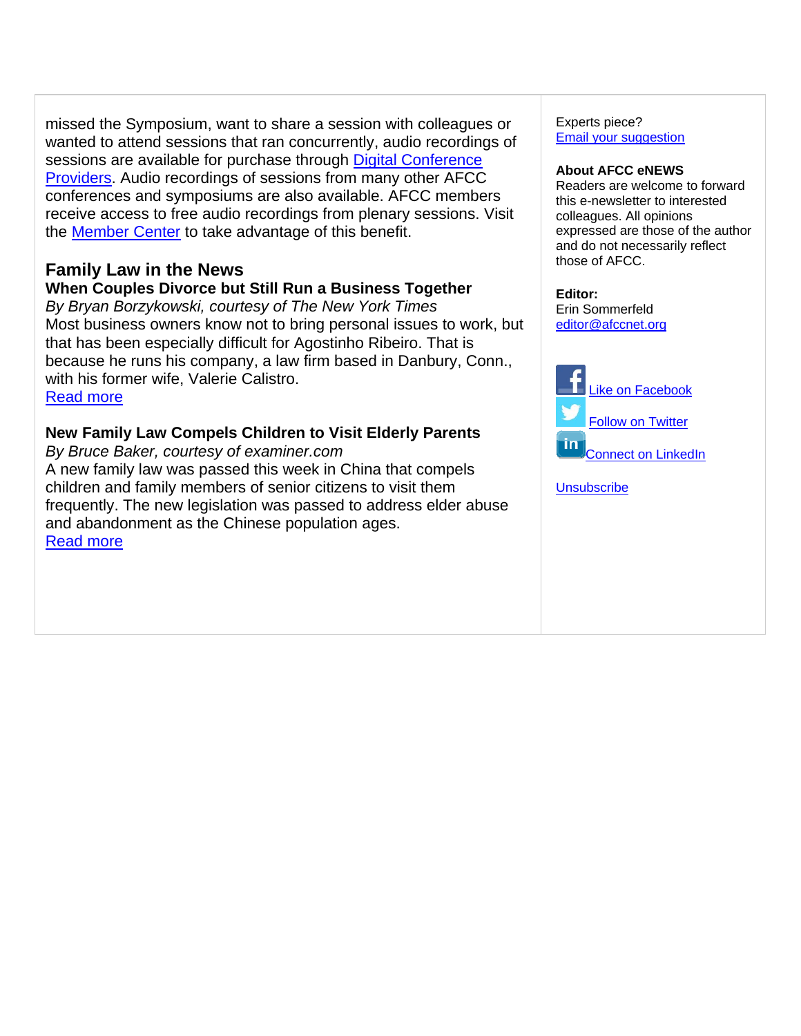missed the Symposium, want to share a session with colleagues or wanted to attend sessions that ran concurrently, audio recordings of sessions are available for purchase through Digital Conference Providers. Audio recordings of sessions from many other AFCC conferences and symposiums are also available. AFCC members receive access to free audio recordings from plenary sessions. Visit the Member Center to take advantage of this benefit.

## Family Law in the News

### When Couples Divorce but Still Run a Business Together

*By Bryan Borzykowski, courtesy of The New York Times*

Most business owners know not to bring personal issues to work, but that has been especially difficult for Agostinho Ribeiro. That is because he runs his company, a law firm based in Danbury, Conn., with his former wife, Valerie Calistro.

Read more

### New Family Law Compels Children to Visit Elderly Parents

*By Bruce Baker, courtesy of examiner.com*

A new family law was passed this week in China that compels children and family members of senior citizens to visit them frequently. The new legislation was passed to address elder abuse and abandonment as the Chinese population ages.

Read more

Experts piece?
Email your suggestion

**About AFCC eNEWS**
Readers are welcome to forward this e-newsletter to interested colleagues. All opinions expressed are those of the author and do not necessarily reflect those of AFCC.

**Editor:**
Erin Sommerfeld
editor@afccnet.org

Like on Facebook

Follow on Twitter

Connect on LinkedIn

Unsubscribe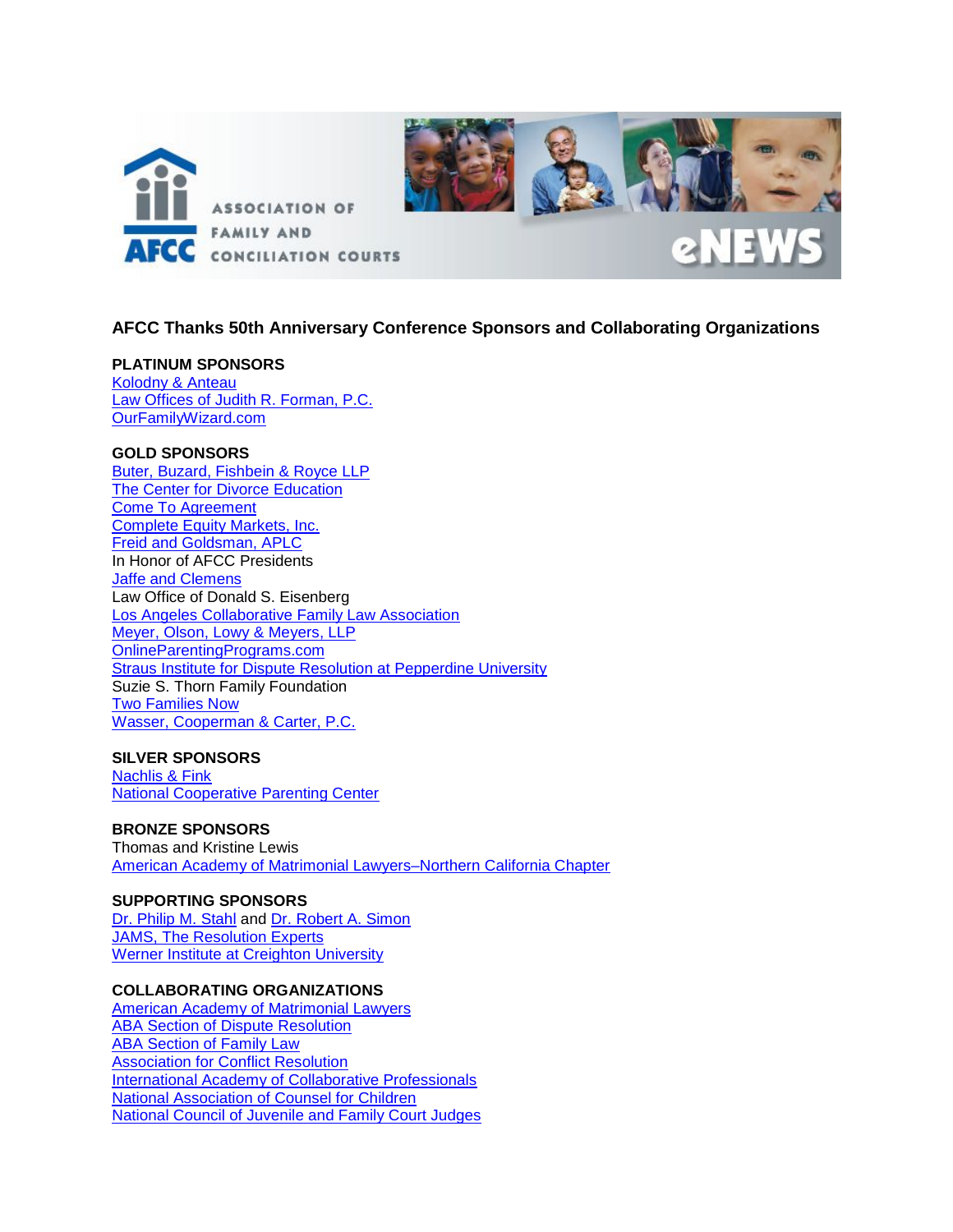## AFCC Thanks 50th Anniversary Conference Sponsors and Collaborating Organizations

**PLATINUM SPONSORS**
Kolodny & Anteau
Law Offices of Judith R. Forman, P.C.
OurFamilyWizard.com

**GOLD SPONSORS**
Buter, Buzard, Fishbein & Royce LLP
The Center for Divorce Education
Come To Agreement
Complete Equity Markets, Inc.
Freid and Goldsman, APLC
In Honor of AFCC Presidents
Jaffe and Clemens
Law Office of Donald S. Eisenberg
Los Angeles Collaborative Family Law Association
Meyer, Olson, Lowy & Meyers, LLP
OnlineParentingPrograms.com
Straus Institute for Dispute Resolution at Pepperdine University
Suzie S. Thorn Family Foundation
Two Families Now
Wasser, Cooperman & Carter, P.C.

**SILVER SPONSORS**
Nachlis & Fink
National Cooperative Parenting Center

**BRONZE SPONSORS**
Thomas and Kristine Lewis
American Academy of Matrimonial Lawyers–Northern California Chapter

**SUPPORTING SPONSORS**
Dr. Philip M. Stahl and Dr. Robert A. Simon
JAMS, The Resolution Experts
Werner Institute at Creighton University

**COLLABORATING ORGANIZATIONS**
American Academy of Matrimonial Lawyers
ABA Section of Dispute Resolution
ABA Section of Family Law
Association for Conflict Resolution
International Academy of Collaborative Professionals
National Association of Counsel for Children
National Council of Juvenile and Family Court Judges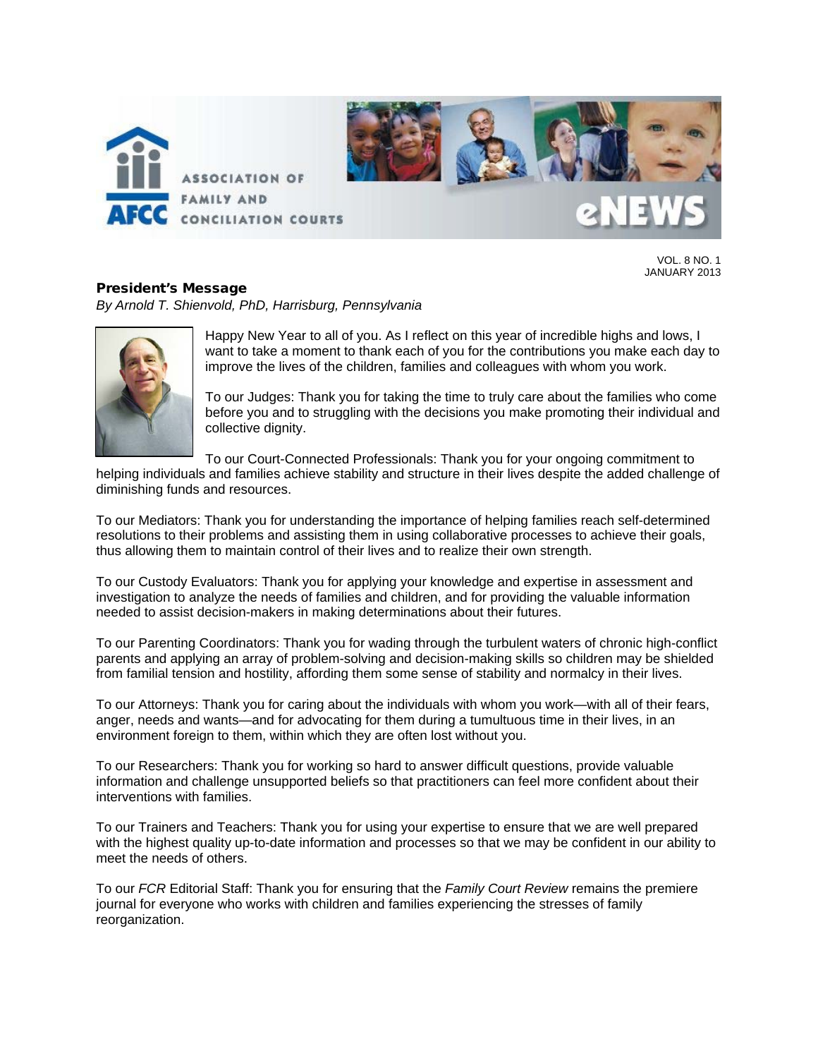VOL. 8 NO. 1
JANUARY 2013

## President's Message

*By Arnold T. Shienvold, PhD, Harrisburg, Pennsylvania*

Happy New Year to all of you. As I reflect on this year of incredible highs and lows, I want to take a moment to thank each of you for the contributions you make each day to improve the lives of the children, families and colleagues with whom you work.

To our Judges: Thank you for taking the time to truly care about the families who come before you and to struggling with the decisions you make promoting their individual and collective dignity.

To our Court-Connected Professionals: Thank you for your ongoing commitment to helping individuals and families achieve stability and structure in their lives despite the added challenge of diminishing funds and resources.

To our Mediators: Thank you for understanding the importance of helping families reach self-determined resolutions to their problems and assisting them in using collaborative processes to achieve their goals, thus allowing them to maintain control of their lives and to realize their own strength.

To our Custody Evaluators: Thank you for applying your knowledge and expertise in assessment and investigation to analyze the needs of families and children, and for providing the valuable information needed to assist decision-makers in making determinations about their futures.

To our Parenting Coordinators: Thank you for wading through the turbulent waters of chronic high-conflict parents and applying an array of problem-solving and decision-making skills so children may be shielded from familial tension and hostility, affording them some sense of stability and normalcy in their lives.

To our Attorneys: Thank you for caring about the individuals with whom you work—with all of their fears, anger, needs and wants—and for advocating for them during a tumultuous time in their lives, in an environment foreign to them, within which they are often lost without you.

To our Researchers: Thank you for working so hard to answer difficult questions, provide valuable information and challenge unsupported beliefs so that practitioners can feel more confident about their interventions with families.

To our Trainers and Teachers: Thank you for using your expertise to ensure that we are well prepared with the highest quality up-to-date information and processes so that we may be confident in our ability to meet the needs of others.

To our *FCR* Editorial Staff: Thank you for ensuring that the *Family Court Review* remains the premiere journal for everyone who works with children and families experiencing the stresses of family reorganization.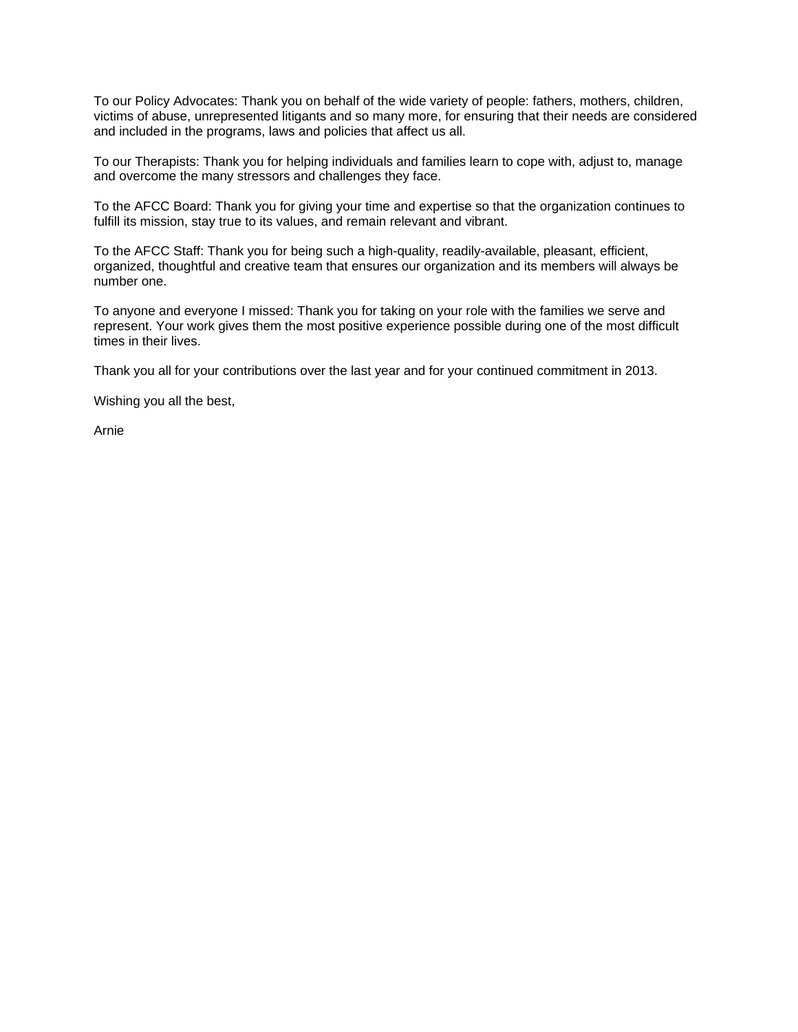To our Policy Advocates: Thank you on behalf of the wide variety of people: fathers, mothers, children, victims of abuse, unrepresented litigants and so many more, for ensuring that their needs are considered and included in the programs, laws and policies that affect us all.

To our Therapists: Thank you for helping individuals and families learn to cope with, adjust to, manage and overcome the many stressors and challenges they face.

To the AFCC Board: Thank you for giving your time and expertise so that the organization continues to fulfill its mission, stay true to its values, and remain relevant and vibrant.

To the AFCC Staff: Thank you for being such a high-quality, readily-available, pleasant, efficient, organized, thoughtful and creative team that ensures our organization and its members will always be number one.

To anyone and everyone I missed: Thank you for taking on your role with the families we serve and represent. Your work gives them the most positive experience possible during one of the most difficult times in their lives.

Thank you all for your contributions over the last year and for your continued commitment in 2013.

Wishing you all the best,

Arnie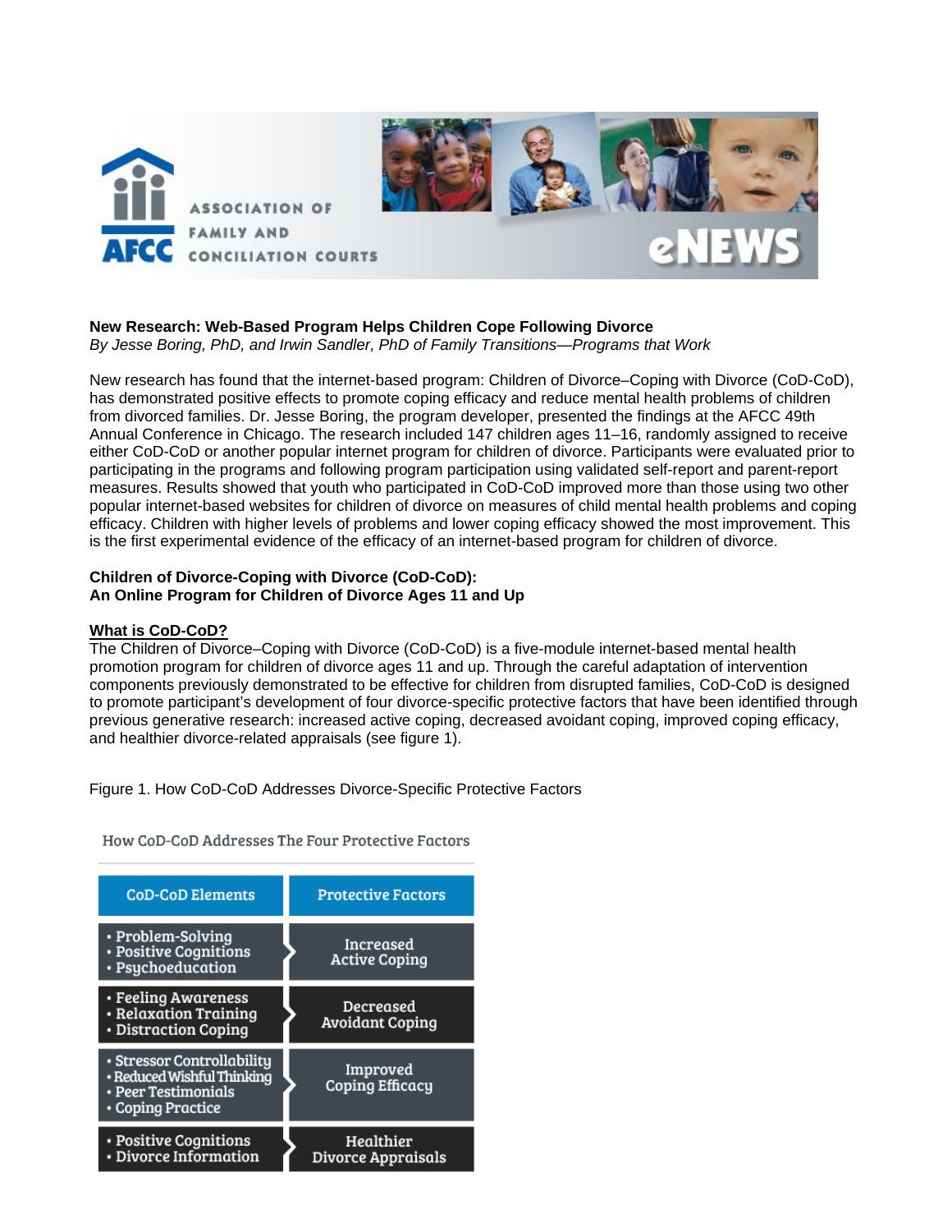**New Research: Web-Based Program Helps Children Cope Following Divorce**
*By Jesse Boring, PhD, and Irwin Sandler, PhD of Family Transitions—Programs that Work*

New research has found that the internet-based program: Children of Divorce–Coping with Divorce (CoD-CoD), has demonstrated positive effects to promote coping efficacy and reduce mental health problems of children from divorced families. Dr. Jesse Boring, the program developer, presented the findings at the AFCC 49th Annual Conference in Chicago. The research included 147 children ages 11–16, randomly assigned to receive either CoD-CoD or another popular internet program for children of divorce. Participants were evaluated prior to participating in the programs and following program participation using validated self-report and parent-report measures. Results showed that youth who participated in CoD-CoD improved more than those using two other popular internet-based websites for children of divorce on measures of child mental health problems and coping efficacy. Children with higher levels of problems and lower coping efficacy showed the most improvement. This is the first experimental evidence of the efficacy of an internet-based program for children of divorce.

**Children of Divorce-Coping with Divorce (CoD-CoD):**
**An Online Program for Children of Divorce Ages 11 and Up**

**What is CoD-CoD?**

The Children of Divorce–Coping with Divorce (CoD-CoD) is a five-module internet-based mental health promotion program for children of divorce ages 11 and up. Through the careful adaptation of intervention components previously demonstrated to be effective for children from disrupted families, CoD-CoD is designed to promote participant's development of four divorce-specific protective factors that have been identified through previous generative research: increased active coping, decreased avoidant coping, improved coping efficacy, and healthier divorce-related appraisals (see figure 1).

Figure 1. How CoD-CoD Addresses Divorce-Specific Protective Factors

How CoD-CoD Addresses The Four Protective Factors

| CoD-CoD Elements | Protective Factors |
|---|---|
| • Problem-Solving<br>• Positive Cognitions<br>• Psychoeducation | Increased Active Coping |
| • Feeling Awareness<br>• Relaxation Training<br>• Distraction Coping | Decreased Avoidant Coping |
| • Stressor Controllability<br>• Reduced Wishful Thinking<br>• Peer Testimonials<br>• Coping Practice | Improved Coping Efficacy |
| • Positive Cognitions<br>• Divorce Information | Healthier Divorce Appraisals |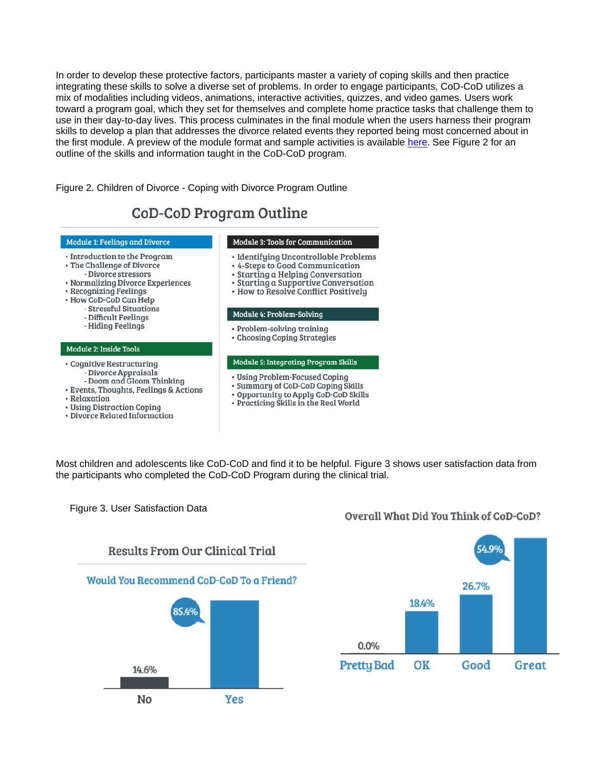In order to develop these protective factors, participants master a variety of coping skills and then practice integrating these skills to solve a diverse set of problems. In order to engage participants, CoD-CoD utilizes a mix of modalities including videos, animations, interactive activities, quizzes, and video games. Users work toward a program goal, which they set for themselves and complete home practice tasks that challenge them to use in their day-to-day lives. This process culminates in the final module when the users harness their program skills to develop a plan that addresses the divorce related events they reported being most concerned about in the first module. A preview of the module format and sample activities is available here. See Figure 2 for an outline of the skills and information taught in the CoD-CoD program.

Figure 2. Children of Divorce - Coping with Divorce Program Outline

## CoD-CoD Program Outline

**Module 1: Feelings and Divorce**

- Introduction to the Program
- The Challenge of Divorce
  - Divorce stressors
- Normalizing Divorce Experiences
- Recognizing Feelings
- How CoD-CoD Can Help
  - Stressful Situations
  - Difficult Feelings
  - Hiding Feelings

**Module 2: Inside Tools**

- Cognitive Restructuring
  - Divorce Appraisals
  - Doom and Gloom Thinking
- Events, Thoughts, Feelings & Actions
- Relaxation
- Using Distraction Coping
- Divorce Related Information

**Module 3: Tools for Communication**

- Identifying Uncontrollable Problems
- 4-Steps to Good Communication
- Starting a Helping Conversation
- Starting a Supportive Conversation
- How to Resolve Conflict Positively

**Module 4: Problem-Solving**

- Problem-solving training
- Choosing Coping Strategies

**Module 5: Integrating Program Skills**

- Using Problem-Focused Coping
- Summary of CoD-CoD Coping Skills
- Opportunity to Apply CoD-CoD Skills
- Practicing Skills in the Real World

Most children and adolescents like CoD-CoD and find it to be helpful. Figure 3 shows user satisfaction data from the participants who completed the CoD-CoD Program during the clinical trial.

Figure 3. User Satisfaction Data

**Results From Our Clinical Trial**

**Would You Recommend CoD-CoD To a Friend?**

| No | Yes |
| --- | --- |
| 14.6% | 85.4% |

**Overall What Did You Think of CoD-CoD?**

| Pretty Bad | OK | Good | Great |
| --- | --- | --- | --- |
| 0.0% | 18.4% | 26.7% | 54.9% |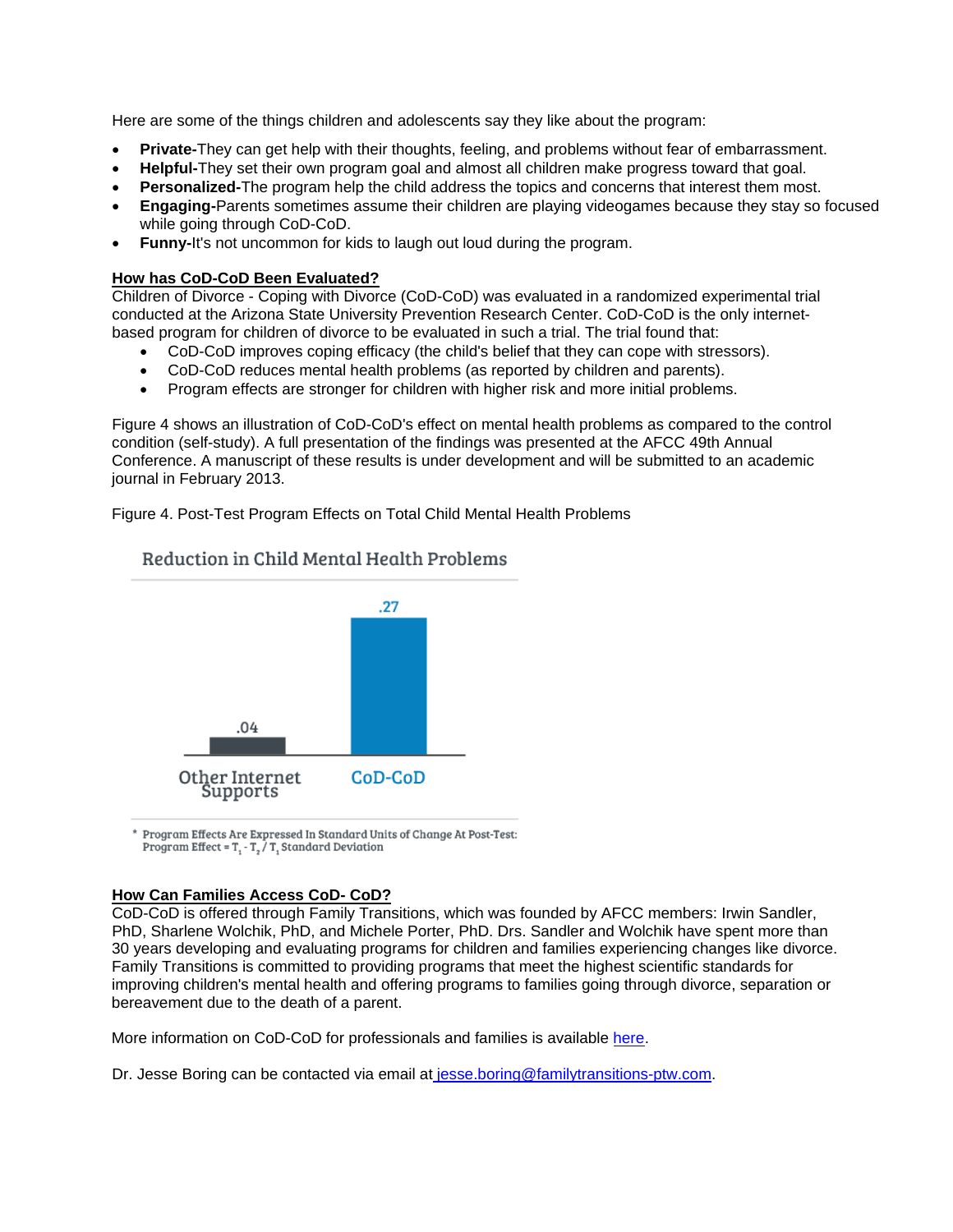Here are some of the things children and adolescents say they like about the program:

- **Private-**They can get help with their thoughts, feeling, and problems without fear of embarrassment.
- **Helpful-**They set their own program goal and almost all children make progress toward that goal.
- **Personalized-**The program help the child address the topics and concerns that interest them most.
- **Engaging-**Parents sometimes assume their children are playing videogames because they stay so focused while going through CoD-CoD.
- **Funny-**It's not uncommon for kids to laugh out loud during the program.

**How has CoD-CoD Been Evaluated?**

Children of Divorce - Coping with Divorce (CoD-CoD) was evaluated in a randomized experimental trial conducted at the Arizona State University Prevention Research Center. CoD-CoD is the only internet-based program for children of divorce to be evaluated in such a trial. The trial found that:

- CoD-CoD improves coping efficacy (the child's belief that they can cope with stressors).
- CoD-CoD reduces mental health problems (as reported by children and parents).
- Program effects are stronger for children with higher risk and more initial problems.

Figure 4 shows an illustration of CoD-CoD's effect on mental health problems as compared to the control condition (self-study). A full presentation of the findings was presented at the AFCC 49th Annual Conference. A manuscript of these results is under development and will be submitted to an academic journal in February 2013.

Figure 4. Post-Test Program Effects on Total Child Mental Health Problems

Reduction in Child Mental Health Problems

.04

.27

Other Internet Supports

CoD-CoD

\* Program Effects Are Expressed In Standard Units of Change At Post-Test: Program Effect = $T_1 - T_2 / T_1$ Standard Deviation

**How Can Families Access CoD- CoD?**

CoD-CoD is offered through Family Transitions, which was founded by AFCC members: Irwin Sandler, PhD, Sharlene Wolchik, PhD, and Michele Porter, PhD. Drs. Sandler and Wolchik have spent more than 30 years developing and evaluating programs for children and families experiencing changes like divorce. Family Transitions is committed to providing programs that meet the highest scientific standards for improving children's mental health and offering programs to families going through divorce, separation or bereavement due to the death of a parent.

More information on CoD-CoD for professionals and families is available here.

Dr. Jesse Boring can be contacted via email at jesse.boring@familytransitions-ptw.com.